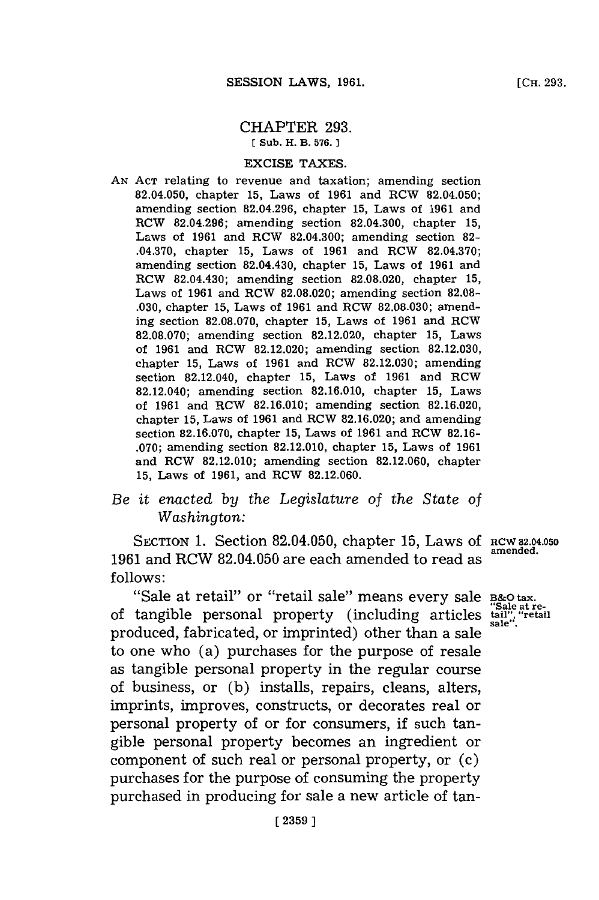# CHAPTER 293.

[ Sub. H. B. 576. ]

## EXCISE TAXES.

AN ACT relating to revenue and taxation; amending section 82.04.050, chapter 15, Laws of 1961 and RCW 82.04.050; amending section 82.04.296, chapter 15, Laws of 1961 and RCW 82.04.296; amending section 82.04.300, chapter 15, Laws of 1961 and RCW 82.04.300; amending section 82-.04.370, chapter 15, Laws of 1961 and RCW 82.04.370; amending section 82.04.430, chapter 15, Laws of 1961 and RCW 82.04.430; amending section 82.08.020, chapter 15, Laws of 1961 and RCW 82.08.020; amending section 82.08-.030, chapter 15, Laws of 1961 and RCW 82.08.030; amending section 82.08.070, chapter 15, Laws of 1961 and RCW 82.08.070; amending section 82.12.020, chapter 15, Laws of 1961 and RCW 82.12.020; amending section 82.12.030, chapter 15, Laws of 1961 and RCW 82.12.030; amending section 82.12.040, chapter 15, Laws of 1961 and RCW 82.12.040; amending section 82.16.010, chapter 15, Laws of 1961 and RCW 82.16.010; amending section 82.16.020, chapter 15, Laws of 1961 and RCW 82.16.020; and amending section 82.16.070, chapter 15, Laws of 1961 and RCW 82.16-.070; amending section 82.12.010, chapter 15, Laws of 1961 and RCW 82.12.010; amending section 82.12.060, chapter 15, Laws of 1961, and RCW 82.12.060.

*Be it enacted by the Legislature of the State of Washington:*

SECTION 1. Section 82.04.050, chapter 15, Laws of 1961 and RCW 82.04.050 are each amended to read as follows:

RCW 82.04.050 amended.

B&O tax. "Sale at retail", "retail sale".

"Sale at retail" or "retail sale" means every sale of tangible personal property (including articles produced, fabricated, or imprinted) other than a sale to one who (a) purchases for the purpose of resale as tangible personal property in the regular course of business, or (b) installs, repairs, cleans, alters, imprints, improves, constructs, or decorates real or personal property of or for consumers, if such tangible personal property becomes an ingredient or component of such real or personal property, or (c) purchases for the purpose of consuming the property purchased in producing for sale a new article of tan-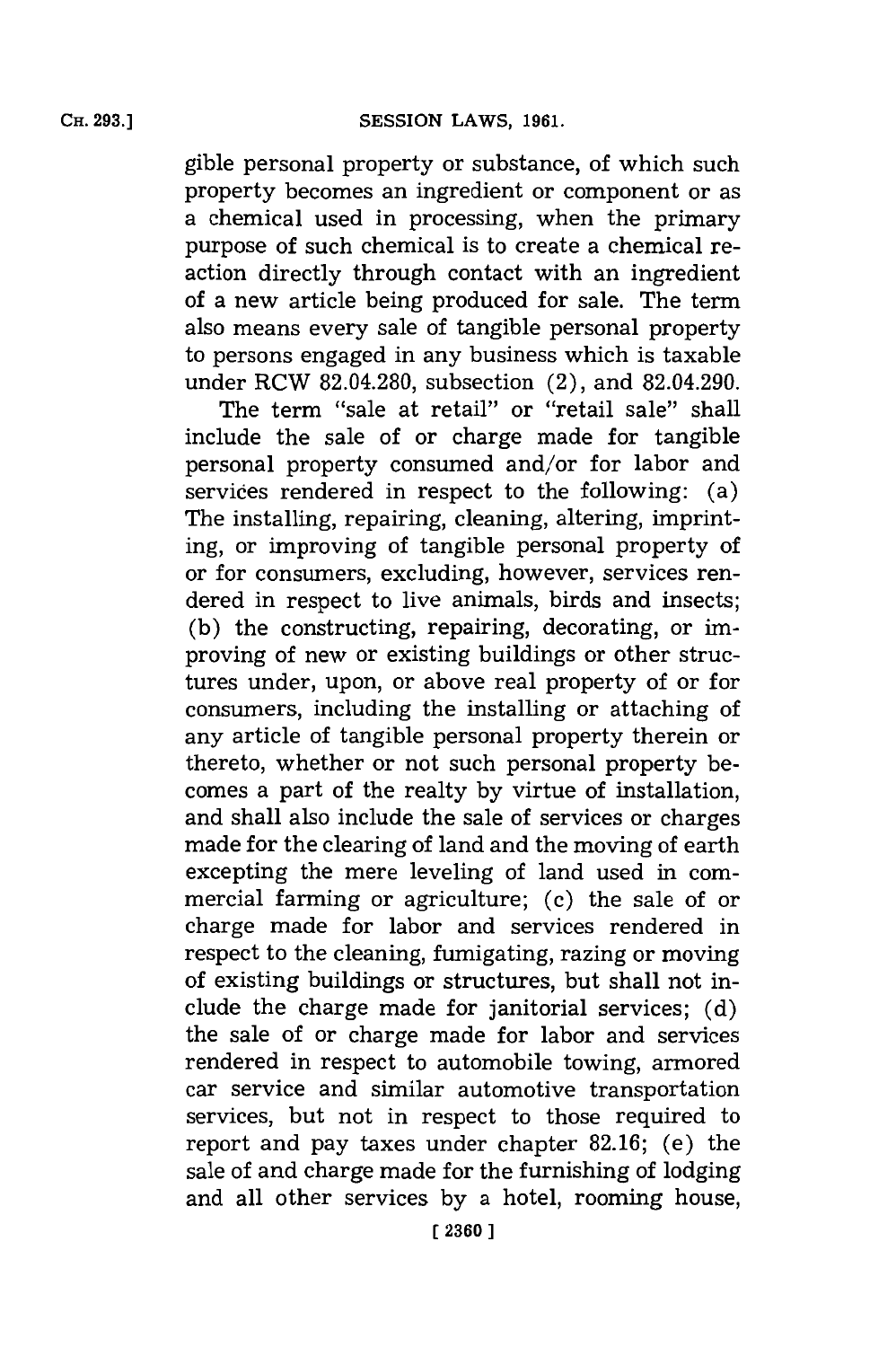gible personal property or substance, of which such property becomes an ingredient or component or as a chemical used in processing, when the primary purpose of such chemical is to create a chemical reaction directly through contact with an ingredient of a new article being produced for sale. The term also means every sale of tangible personal property to persons engaged in any business which is taxable under RCW 82.04.280, subsection (2), and 82.04.290.

The term "sale at retail" or "retail sale" shall include the sale of or charge made for tangible personal property consumed and/or for labor and services rendered in respect to the following: (a) The installing, repairing, cleaning, altering, imprinting, or improving of tangible personal property of or for consumers, excluding, however, services rendered in respect to live animals, birds and insects; (b) the constructing, repairing, decorating, or improving of new or existing buildings or other structures under, upon, or above real property of or for consumers, including the installing or attaching of any article of tangible personal property therein or thereto, whether or not such personal property becomes a part of the realty by virtue of installation, and shall also include the sale of services or charges made for the clearing of land and the moving of earth excepting the mere leveling of land used in commercial farming or agriculture; (c) the sale of or charge made for labor and services rendered in respect to the cleaning, fumigating, razing or moving of existing buildings or structures, but shall not include the charge made for janitorial services; (d) the sale of or charge made for labor and services rendered in respect to automobile towing, armored car service and similar automotive transportation services, but not in respect to those required to report and pay taxes under chapter 82.16; (e) the sale of and charge made for the furnishing of lodging and all other services by a hotel, rooming house,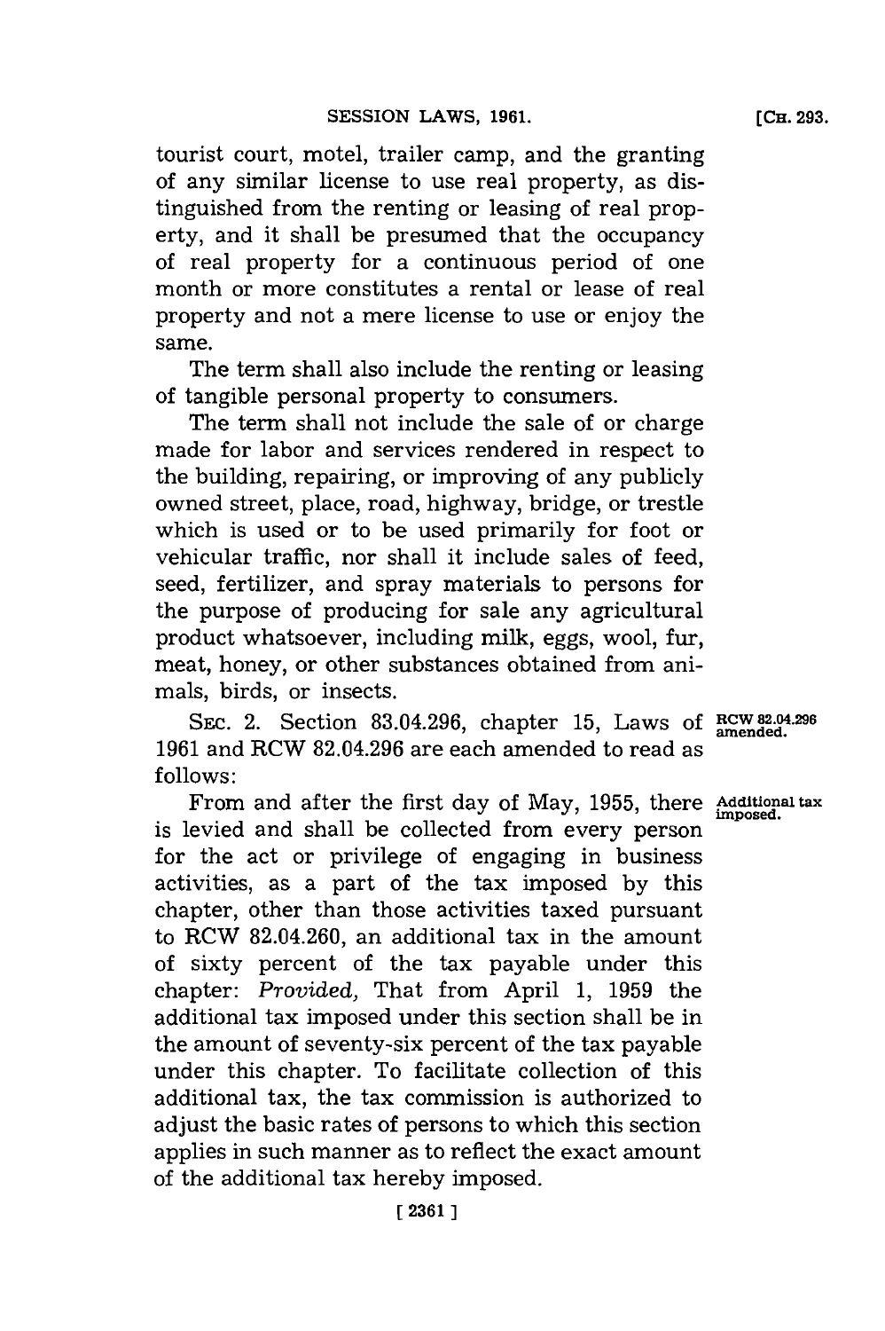tourist court, motel, trailer camp, and the granting of any similar license to use real property, as distinguished from the renting or leasing of real property, and it shall be presumed that the occupancy of real property for a continuous period of one month or more constitutes a rental or lease of real property and not a mere license to use or enjoy the same.

The term shall also include the renting or leasing of tangible personal property to consumers.

The term shall not include the sale of or charge made for labor and services rendered in respect to the building, repairing, or improving of any publicly owned street, place, road, highway, bridge, or trestle which is used or to be used primarily for foot or vehicular traffic, nor shall it include sales of feed, seed, fertilizer, and spray materials to persons for the purpose of producing for sale any agricultural product whatsoever, including milk, eggs, wool, fur, meat, honey, or other substances obtained from animals, birds, or insects.

**RCW 82.04.296 amended.**

SEC. 2. Section 83.04.296, chapter 15, Laws of 1961 and RCW 82.04.296 are each amended to read as follows:

**Additional tax imposed.**

From and after the first day of May, 1955, there is levied and shall be collected from every person for the act or privilege of engaging in business activities, as a part of the tax imposed by this chapter, other than those activities taxed pursuant to RCW 82.04.260, an additional tax in the amount of sixty percent of the tax payable under this chapter: *Provided,* That from April 1, 1959 the additional tax imposed under this section shall be in the amount of seventy-six percent of the tax payable under this chapter. To facilitate collection of this additional tax, the tax commission is authorized to adjust the basic rates of persons to which this section applies in such manner as to reflect the exact amount of the additional tax hereby imposed.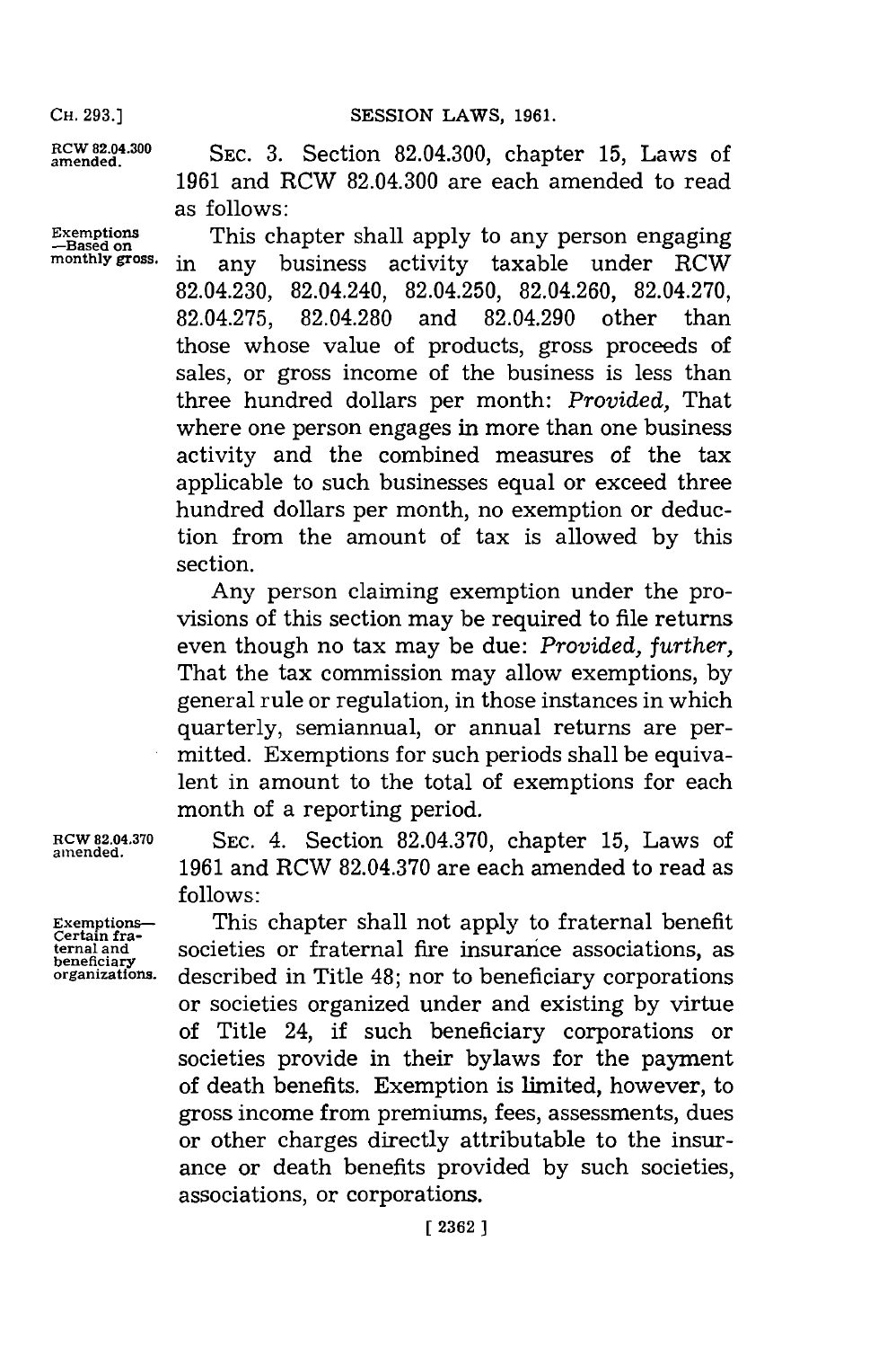RCW 82.04.300 amended.

SEC. 3. Section 82.04.300, chapter 15, Laws of 1961 and RCW 82.04.300 are each amended to read as follows:

Exemptions —Based on monthly gross.

This chapter shall apply to any person engaging in any business activity taxable under RCW 82.04.230, 82.04.240, 82.04.250, 82.04.260, 82.04.270, 82.04.275, 82.04.280 and 82.04.290 other than those whose value of products, gross proceeds of sales, or gross income of the business is less than three hundred dollars per month: *Provided,* That where one person engages in more than one business activity and the combined measures of the tax applicable to such businesses equal or exceed three hundred dollars per month, no exemption or deduction from the amount of tax is allowed by this section.

Any person claiming exemption under the provisions of this section may be required to file returns even though no tax may be due: *Provided, further,* That the tax commission may allow exemptions, by general rule or regulation, in those instances in which quarterly, semiannual, or annual returns are permitted. Exemptions for such periods shall be equivalent in amount to the total of exemptions for each month of a reporting period.

RCW 82.04.370 amended.

SEC. 4. Section 82.04.370, chapter 15, Laws of 1961 and RCW 82.04.370 are each amended to read as follows:

Exemptions— Certain fraternal and beneficiary organizations.

This chapter shall not apply to fraternal benefit societies or fraternal fire insurance associations, as described in Title 48; nor to beneficiary corporations or societies organized under and existing by virtue of Title 24, if such beneficiary corporations or societies provide in their bylaws for the payment of death benefits. Exemption is limited, however, to gross income from premiums, fees, assessments, dues or other charges directly attributable to the insurance or death benefits provided by such societies, associations, or corporations.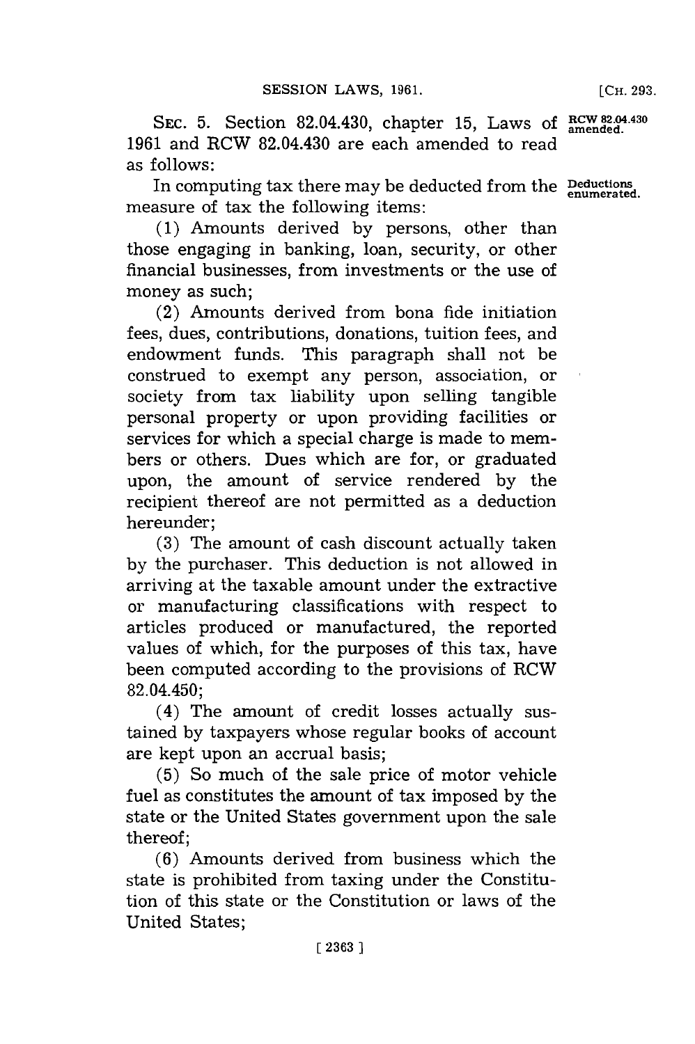SEC. 5. Section 82.04.430, chapter 15, Laws of 1961 and RCW 82.04.430 are each amended to read as follows:

RCW 82.04.430 amended.

In computing tax there may be deducted from the measure of tax the following items:

Deductions enumerated.

(1) Amounts derived by persons, other than those engaging in banking, loan, security, or other financial businesses, from investments or the use of money as such;

(2) Amounts derived from bona fide initiation fees, dues, contributions, donations, tuition fees, and endowment funds. This paragraph shall not be construed to exempt any person, association, or society from tax liability upon selling tangible personal property or upon providing facilities or services for which a special charge is made to members or others. Dues which are for, or graduated upon, the amount of service rendered by the recipient thereof are not permitted as a deduction hereunder;

(3) The amount of cash discount actually taken by the purchaser. This deduction is not allowed in arriving at the taxable amount under the extractive or manufacturing classifications with respect to articles produced or manufactured, the reported values of which, for the purposes of this tax, have been computed according to the provisions of RCW 82.04.450;

(4) The amount of credit losses actually sustained by taxpayers whose regular books of account are kept upon an accrual basis;

(5) So much of the sale price of motor vehicle fuel as constitutes the amount of tax imposed by the state or the United States government upon the sale thereof;

(6) Amounts derived from business which the state is prohibited from taxing under the Constitution of this state or the Constitution or laws of the United States;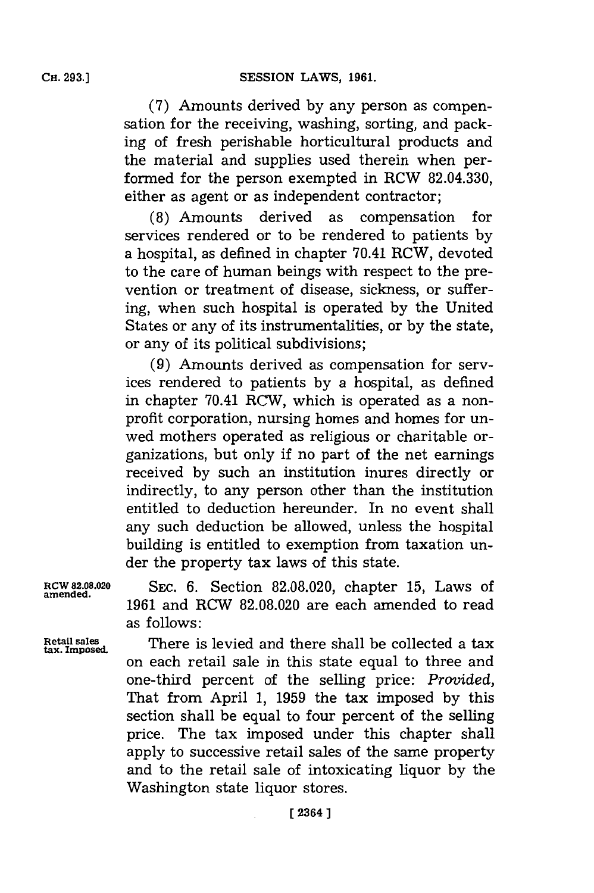(7) Amounts derived by any person as compensation for the receiving, washing, sorting, and packing of fresh perishable horticultural products and the material and supplies used therein when performed for the person exempted in RCW 82.04.330, either as agent or as independent contractor;

(8) Amounts derived as compensation for services rendered or to be rendered to patients by a hospital, as defined in chapter 70.41 RCW, devoted to the care of human beings with respect to the prevention or treatment of disease, sickness, or suffering, when such hospital is operated by the United States or any of its instrumentalities, or by the state, or any of its political subdivisions;

(9) Amounts derived as compensation for services rendered to patients by a hospital, as defined in chapter 70.41 RCW, which is operated as a nonprofit corporation, nursing homes and homes for unwed mothers operated as religious or charitable organizations, but only if no part of the net earnings received by such an institution inures directly or indirectly, to any person other than the institution entitled to deduction hereunder. In no event shall any such deduction be allowed, unless the hospital building is entitled to exemption from taxation under the property tax laws of this state.

RCW 82.08.020 amended.

SEC. 6. Section 82.08.020, chapter 15, Laws of 1961 and RCW 82.08.020 are each amended to read as follows:

Retail sales tax. Imposed.

There is levied and there shall be collected a tax on each retail sale in this state equal to three and one-third percent of the selling price: *Provided,* That from April 1, 1959 the tax imposed by this section shall be equal to four percent of the selling price. The tax imposed under this chapter shall apply to successive retail sales of the same property and to the retail sale of intoxicating liquor by the Washington state liquor stores.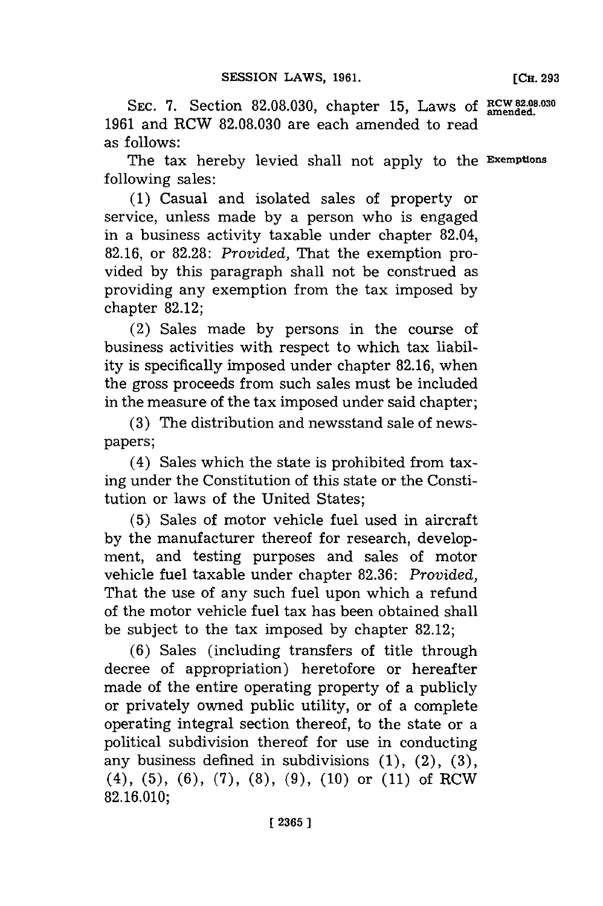SEC. 7. Section 82.08.030, chapter 15, Laws of 1961 and RCW 82.08.030 are each amended to read as follows:

**RCW 82.08.030 amended.**

**Exemptions**

The tax hereby levied shall not apply to the following sales:

(1) Casual and isolated sales of property or service, unless made by a person who is engaged in a business activity taxable under chapter 82.04, 82.16, or 82.28: *Provided,* That the exemption provided by this paragraph shall not be construed as providing any exemption from the tax imposed by chapter 82.12;

(2) Sales made by persons in the course of business activities with respect to which tax liability is specifically imposed under chapter 82.16, when the gross proceeds from such sales must be included in the measure of the tax imposed under said chapter;

(3) The distribution and newsstand sale of newspapers;

(4) Sales which the state is prohibited from taxing under the Constitution of this state or the Constitution or laws of the United States;

(5) Sales of motor vehicle fuel used in aircraft by the manufacturer thereof for research, development, and testing purposes and sales of motor vehicle fuel taxable under chapter 82.36: *Provided,* That the use of any such fuel upon which a refund of the motor vehicle fuel tax has been obtained shall be subject to the tax imposed by chapter 82.12;

(6) Sales (including transfers of title through decree of appropriation) heretofore or hereafter made of the entire operating property of a publicly or privately owned public utility, or of a complete operating integral section thereof, to the state or a political subdivision thereof for use in conducting any business defined in subdivisions (1), (2), (3), (4), (5), (6), (7), (8), (9), (10) or (11) of RCW 82.16.010;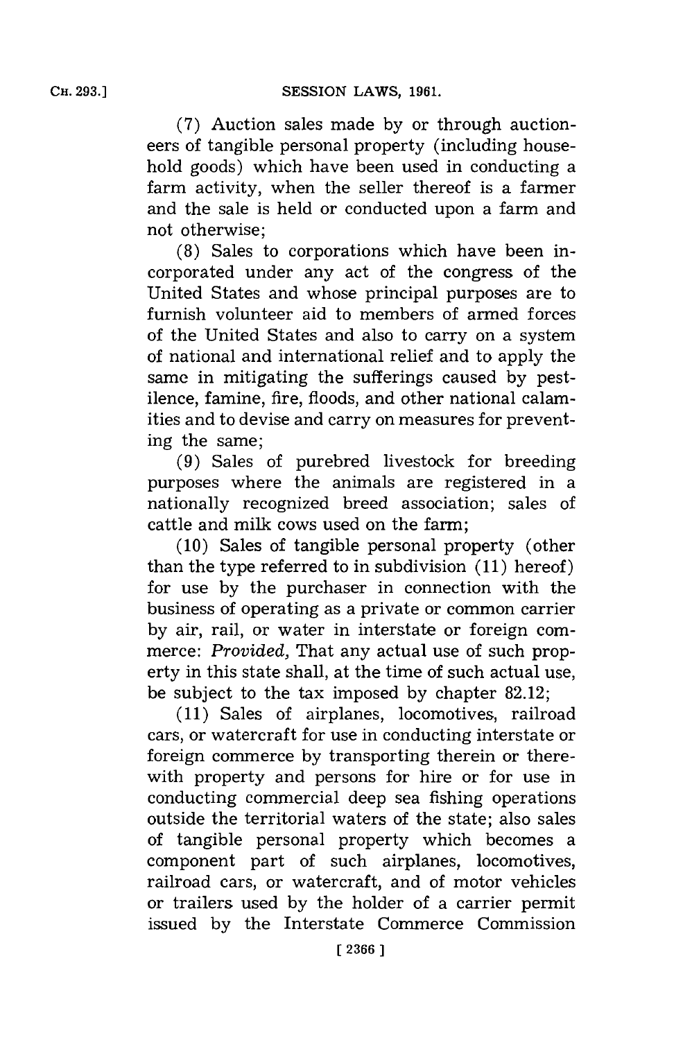(7) Auction sales made by or through auctioneers of tangible personal property (including household goods) which have been used in conducting a farm activity, when the seller thereof is a farmer and the sale is held or conducted upon a farm and not otherwise;

(8) Sales to corporations which have been incorporated under any act of the congress of the United States and whose principal purposes are to furnish volunteer aid to members of armed forces of the United States and also to carry on a system of national and international relief and to apply the same in mitigating the sufferings caused by pestilence, famine, fire, floods, and other national calamities and to devise and carry on measures for preventing the same;

(9) Sales of purebred livestock for breeding purposes where the animals are registered in a nationally recognized breed association; sales of cattle and milk cows used on the farm;

(10) Sales of tangible personal property (other than the type referred to in subdivision (11) hereof) for use by the purchaser in connection with the business of operating as a private or common carrier by air, rail, or water in interstate or foreign commerce: *Provided,* That any actual use of such property in this state shall, at the time of such actual use, be subject to the tax imposed by chapter 82.12;

(11) Sales of airplanes, locomotives, railroad cars, or watercraft for use in conducting interstate or foreign commerce by transporting therein or therewith property and persons for hire or for use in conducting commercial deep sea fishing operations outside the territorial waters of the state; also sales of tangible personal property which becomes a component part of such airplanes, locomotives, railroad cars, or watercraft, and of motor vehicles or trailers used by the holder of a carrier permit issued by the Interstate Commerce Commission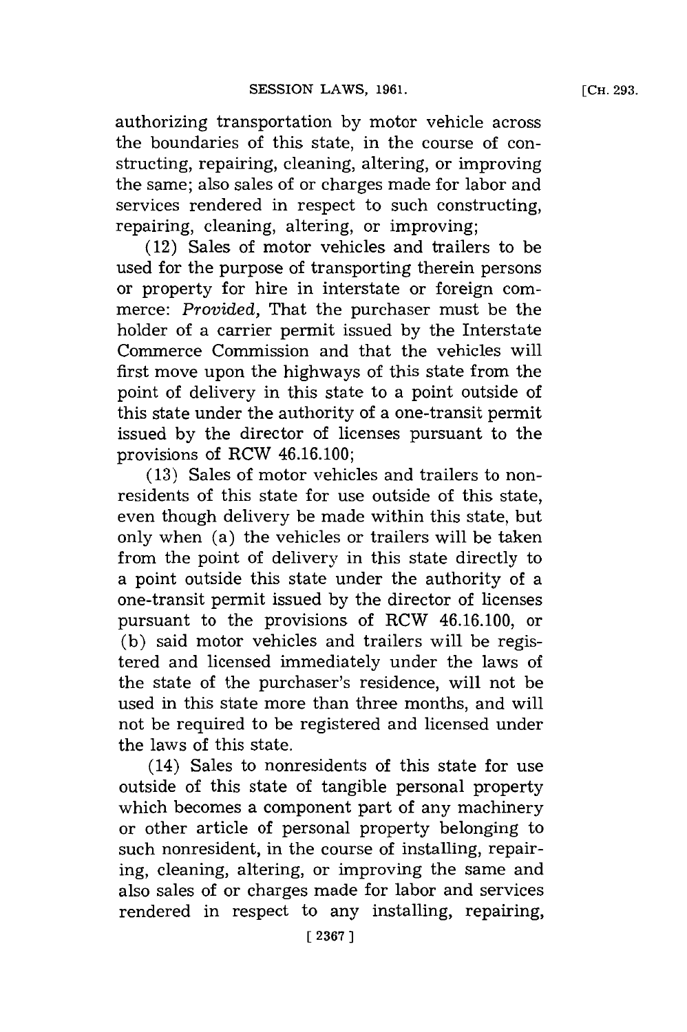authorizing transportation by motor vehicle across the boundaries of this state, in the course of constructing, repairing, cleaning, altering, or improving the same; also sales of or charges made for labor and services rendered in respect to such constructing, repairing, cleaning, altering, or improving;

(12) Sales of motor vehicles and trailers to be used for the purpose of transporting therein persons or property for hire in interstate or foreign commerce: *Provided,* That the purchaser must be the holder of a carrier permit issued by the Interstate Commerce Commission and that the vehicles will first move upon the highways of this state from the point of delivery in this state to a point outside of this state under the authority of a one-transit permit issued by the director of licenses pursuant to the provisions of RCW 46.16.100;

(13) Sales of motor vehicles and trailers to nonresidents of this state for use outside of this state, even though delivery be made within this state, but only when (a) the vehicles or trailers will be taken from the point of delivery in this state directly to a point outside this state under the authority of a one-transit permit issued by the director of licenses pursuant to the provisions of RCW 46.16.100, or (b) said motor vehicles and trailers will be registered and licensed immediately under the laws of the state of the purchaser's residence, will not be used in this state more than three months, and will not be required to be registered and licensed under the laws of this state.

(14) Sales to nonresidents of this state for use outside of this state of tangible personal property which becomes a component part of any machinery or other article of personal property belonging to such nonresident, in the course of installing, repairing, cleaning, altering, or improving the same and also sales of or charges made for labor and services rendered in respect to any installing, repairing,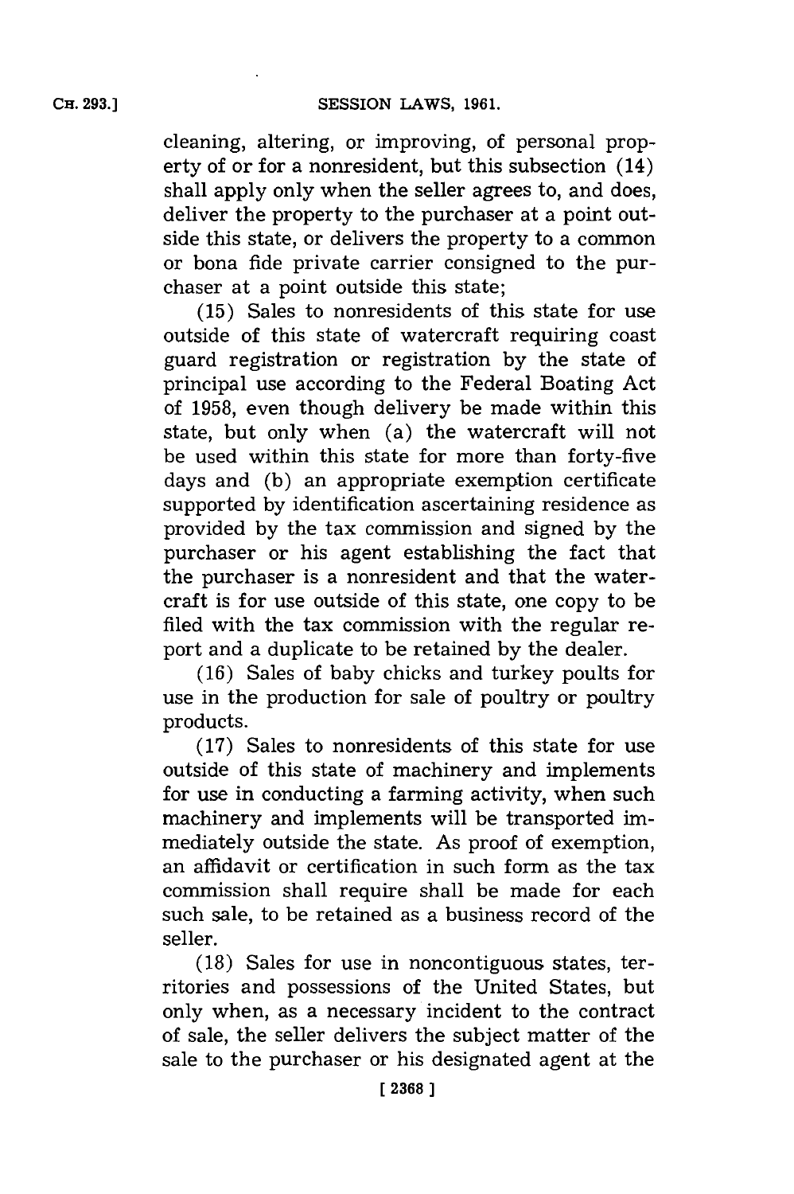cleaning, altering, or improving, of personal property of or for a nonresident, but this subsection (14) shall apply only when the seller agrees to, and does, deliver the property to the purchaser at a point outside this state, or delivers the property to a common or bona fide private carrier consigned to the purchaser at a point outside this state;

(15) Sales to nonresidents of this state for use outside of this state of watercraft requiring coast guard registration or registration by the state of principal use according to the Federal Boating Act of 1958, even though delivery be made within this state, but only when (a) the watercraft will not be used within this state for more than forty-five days and (b) an appropriate exemption certificate supported by identification ascertaining residence as provided by the tax commission and signed by the purchaser or his agent establishing the fact that the purchaser is a nonresident and that the watercraft is for use outside of this state, one copy to be filed with the tax commission with the regular report and a duplicate to be retained by the dealer.

(16) Sales of baby chicks and turkey poults for use in the production for sale of poultry or poultry products.

(17) Sales to nonresidents of this state for use outside of this state of machinery and implements for use in conducting a farming activity, when such machinery and implements will be transported immediately outside the state. As proof of exemption, an affidavit or certification in such form as the tax commission shall require shall be made for each such sale, to be retained as a business record of the seller.

(18) Sales for use in noncontiguous states, territories and possessions of the United States, but only when, as a necessary incident to the contract of sale, the seller delivers the subject matter of the sale to the purchaser or his designated agent at the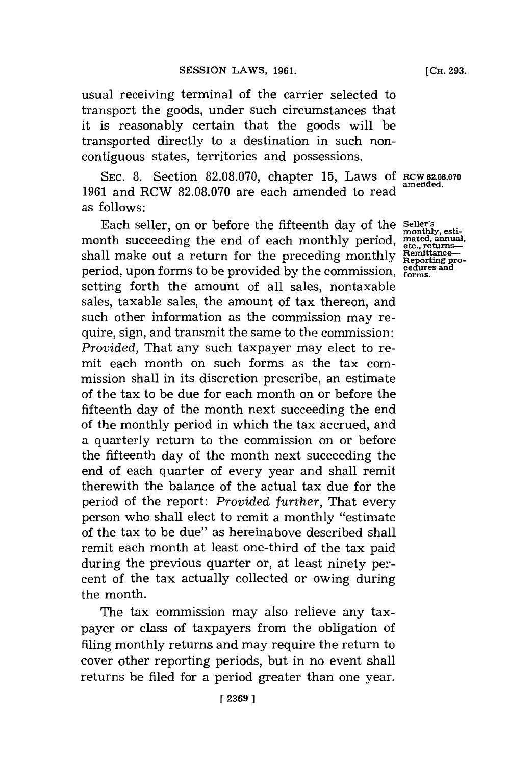usual receiving terminal of the carrier selected to transport the goods, under such circumstances that it is reasonably certain that the goods will be transported directly to a destination in such noncontiguous states, territories and possessions.

RCW 82.08.070 amended.

SEC. 8. Section 82.08.070, chapter 15, Laws of 1961 and RCW 82.08.070 are each amended to read as follows:

Seller's monthly, estimated, annual, etc., returns—Remittance—Reporting procedures and forms.

Each seller, on or before the fifteenth day of the month succeeding the end of each monthly period, shall make out a return for the preceding monthly period, upon forms to be provided by the commission, setting forth the amount of all sales, nontaxable sales, taxable sales, the amount of tax thereon, and such other information as the commission may require, sign, and transmit the same to the commission: *Provided,* That any such taxpayer may elect to remit each month on such forms as the tax commission shall in its discretion prescribe, an estimate of the tax to be due for each month on or before the fifteenth day of the month next succeeding the end of the monthly period in which the tax accrued, and a quarterly return to the commission on or before the fifteenth day of the month next succeeding the end of each quarter of every year and shall remit therewith the balance of the actual tax due for the period of the report: *Provided further,* That every person who shall elect to remit a monthly "estimate of the tax to be due" as hereinabove described shall remit each month at least one-third of the tax paid during the previous quarter or, at least ninety percent of the tax actually collected or owing during the month.

The tax commission may also relieve any taxpayer or class of taxpayers from the obligation of filing monthly returns and may require the return to cover other reporting periods, but in no event shall returns be filed for a period greater than one year.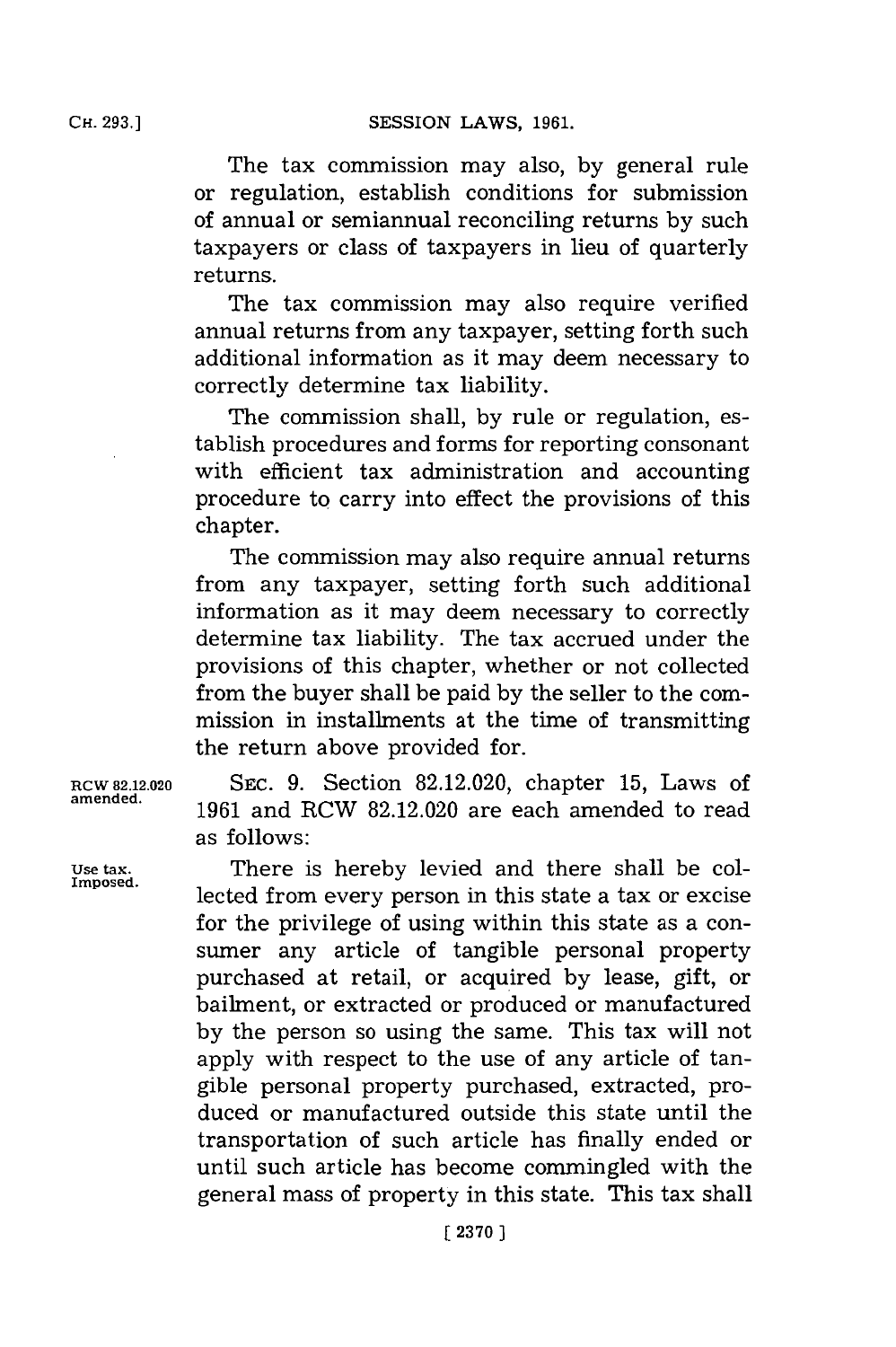The tax commission may also, by general rule or regulation, establish conditions for submission of annual or semiannual reconciling returns by such taxpayers or class of taxpayers in lieu of quarterly returns.

The tax commission may also require verified annual returns from any taxpayer, setting forth such additional information as it may deem necessary to correctly determine tax liability.

The commission shall, by rule or regulation, establish procedures and forms for reporting consonant with efficient tax administration and accounting procedure to carry into effect the provisions of this chapter.

The commission may also require annual returns from any taxpayer, setting forth such additional information as it may deem necessary to correctly determine tax liability. The tax accrued under the provisions of this chapter, whether or not collected from the buyer shall be paid by the seller to the commission in installments at the time of transmitting the return above provided for.

RCW 82.12.020 amended.

SEC. 9. Section 82.12.020, chapter 15, Laws of 1961 and RCW 82.12.020 are each amended to read as follows:

Use tax. Imposed.

There is hereby levied and there shall be collected from every person in this state a tax or excise for the privilege of using within this state as a consumer any article of tangible personal property purchased at retail, or acquired by lease, gift, or bailment, or extracted or produced or manufactured by the person so using the same. This tax will not apply with respect to the use of any article of tangible personal property purchased, extracted, produced or manufactured outside this state until the transportation of such article has finally ended or until such article has become commingled with the general mass of property in this state. This tax shall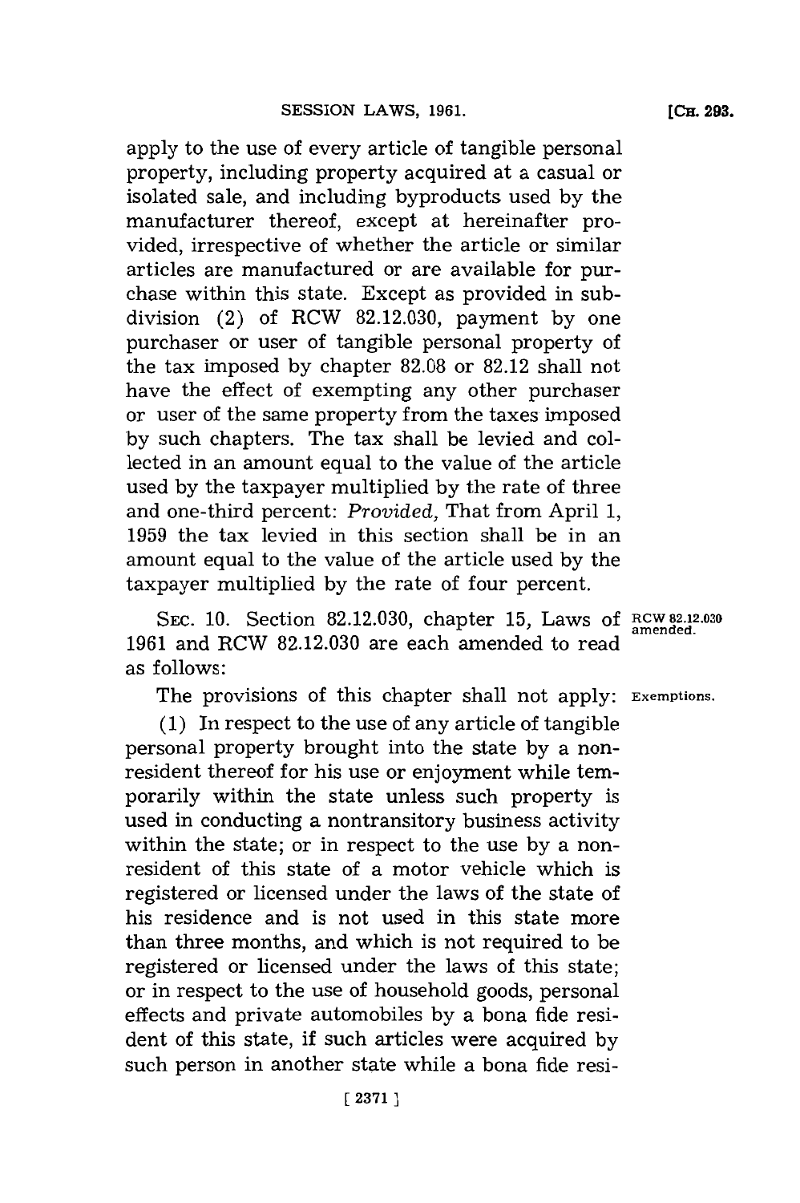apply to the use of every article of tangible personal property, including property acquired at a casual or isolated sale, and including byproducts used by the manufacturer thereof, except at hereinafter provided, irrespective of whether the article or similar articles are manufactured or are available for purchase within this state. Except as provided in subdivision (2) of RCW 82.12.030, payment by one purchaser or user of tangible personal property of the tax imposed by chapter 82.08 or 82.12 shall not have the effect of exempting any other purchaser or user of the same property from the taxes imposed by such chapters. The tax shall be levied and collected in an amount equal to the value of the article used by the taxpayer multiplied by the rate of three and one-third percent: *Provided,* That from April 1, 1959 the tax levied in this section shall be in an amount equal to the value of the article used by the taxpayer multiplied by the rate of four percent.

SEC. 10. Section 82.12.030, chapter 15, Laws of 1961 and RCW 82.12.030 are each amended to read as follows:

RCW 82.12.030 amended.

The provisions of this chapter shall not apply:

Exemptions.

(1) In respect to the use of any article of tangible personal property brought into the state by a nonresident thereof for his use or enjoyment while temporarily within the state unless such property is used in conducting a nontransitory business activity within the state; or in respect to the use by a nonresident of this state of a motor vehicle which is registered or licensed under the laws of the state of his residence and is not used in this state more than three months, and which is not required to be registered or licensed under the laws of this state; or in respect to the use of household goods, personal effects and private automobiles by a bona fide resident of this state, if such articles were acquired by such person in another state while a bona fide resi-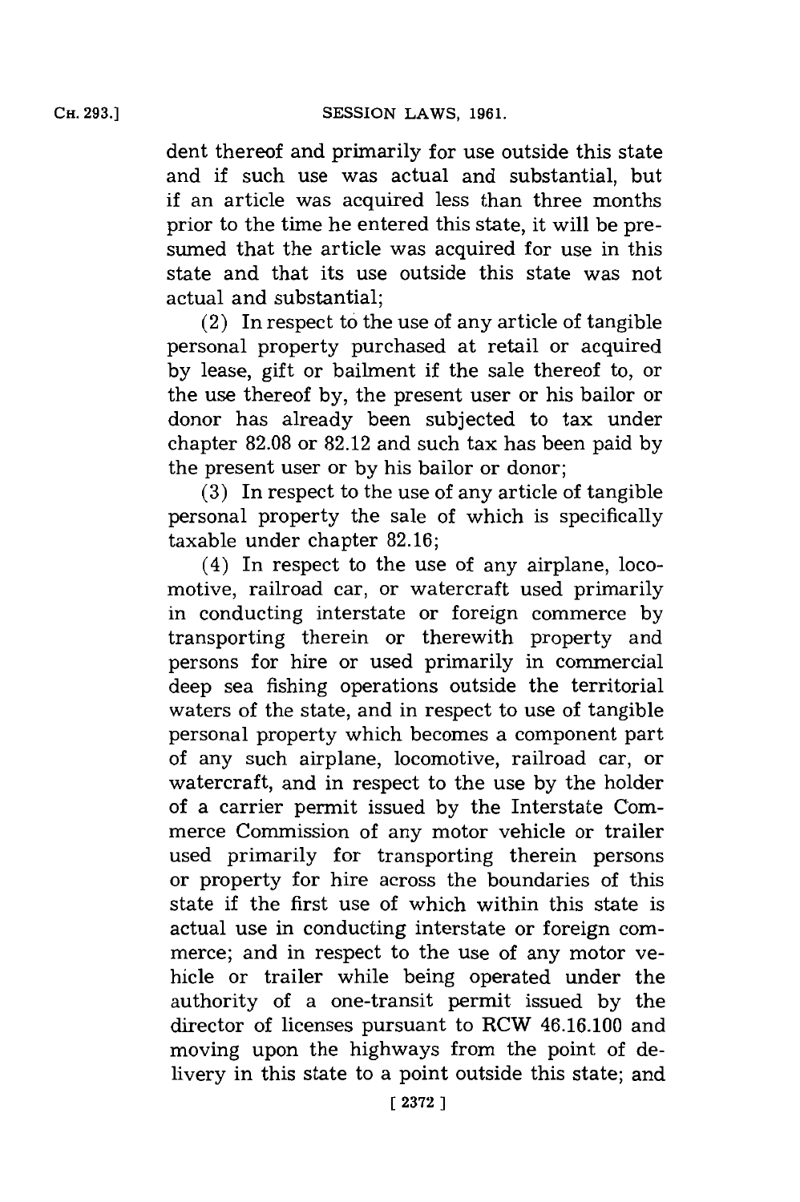dent thereof and primarily for use outside this state and if such use was actual and substantial, but if an article was acquired less than three months prior to the time he entered this state, it will be presumed that the article was acquired for use in this state and that its use outside this state was not actual and substantial;

(2) In respect to the use of any article of tangible personal property purchased at retail or acquired by lease, gift or bailment if the sale thereof to, or the use thereof by, the present user or his bailor or donor has already been subjected to tax under chapter 82.08 or 82.12 and such tax has been paid by the present user or by his bailor or donor;

(3) In respect to the use of any article of tangible personal property the sale of which is specifically taxable under chapter 82.16;

(4) In respect to the use of any airplane, locomotive, railroad car, or watercraft used primarily in conducting interstate or foreign commerce by transporting therein or therewith property and persons for hire or used primarily in commercial deep sea fishing operations outside the territorial waters of the state, and in respect to use of tangible personal property which becomes a component part of any such airplane, locomotive, railroad car, or watercraft, and in respect to the use by the holder of a carrier permit issued by the Interstate Commerce Commission of any motor vehicle or trailer used primarily for transporting therein persons or property for hire across the boundaries of this state if the first use of which within this state is actual use in conducting interstate or foreign commerce; and in respect to the use of any motor vehicle or trailer while being operated under the authority of a one-transit permit issued by the director of licenses pursuant to RCW 46.16.100 and moving upon the highways from the point of delivery in this state to a point outside this state; and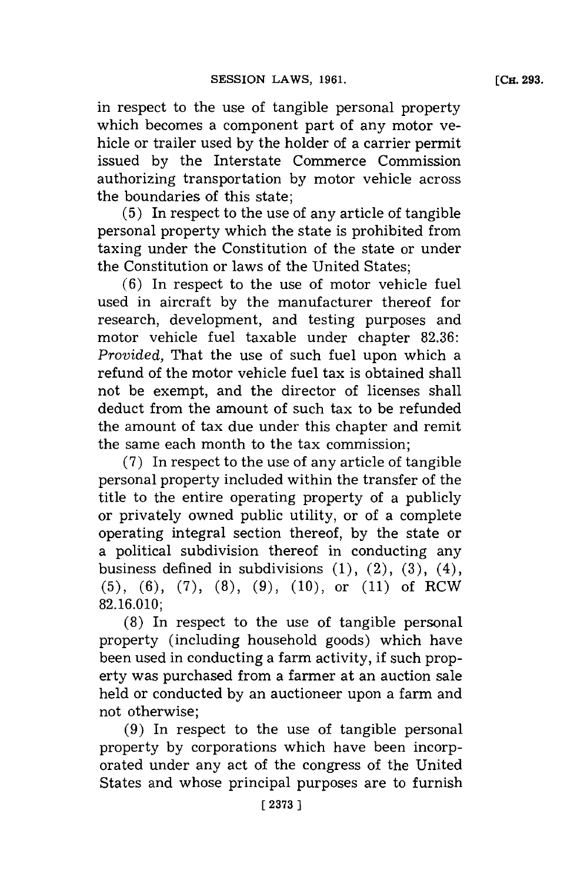in respect to the use of tangible personal property which becomes a component part of any motor vehicle or trailer used by the holder of a carrier permit issued by the Interstate Commerce Commission authorizing transportation by motor vehicle across the boundaries of this state;

(5) In respect to the use of any article of tangible personal property which the state is prohibited from taxing under the Constitution of the state or under the Constitution or laws of the United States;

(6) In respect to the use of motor vehicle fuel used in aircraft by the manufacturer thereof for research, development, and testing purposes and motor vehicle fuel taxable under chapter 82.36: *Provided,* That the use of such fuel upon which a refund of the motor vehicle fuel tax is obtained shall not be exempt, and the director of licenses shall deduct from the amount of such tax to be refunded the amount of tax due under this chapter and remit the same each month to the tax commission;

(7) In respect to the use of any article of tangible personal property included within the transfer of the title to the entire operating property of a publicly or privately owned public utility, or of a complete operating integral section thereof, by the state or a political subdivision thereof in conducting any business defined in subdivisions (1), (2), (3), (4), (5), (6), (7), (8), (9), (10), or (11) of RCW 82.16.010;

(8) In respect to the use of tangible personal property (including household goods) which have been used in conducting a farm activity, if such property was purchased from a farmer at an auction sale held or conducted by an auctioneer upon a farm and not otherwise;

(9) In respect to the use of tangible personal property by corporations which have been incorporated under any act of the congress of the United States and whose principal purposes are to furnish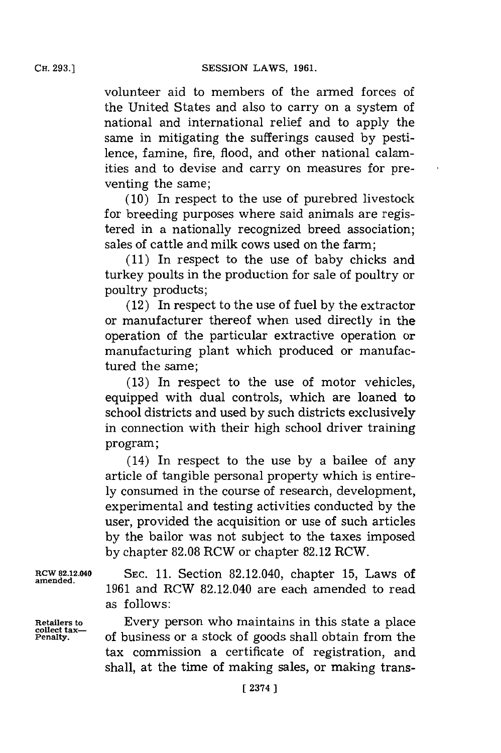volunteer aid to members of the armed forces of the United States and also to carry on a system of national and international relief and to apply the same in mitigating the sufferings caused by pestilence, famine, fire, flood, and other national calamities and to devise and carry on measures for preventing the same;

(10) In respect to the use of purebred livestock for breeding purposes where said animals are registered in a nationally recognized breed association; sales of cattle and milk cows used on the farm;

(11) In respect to the use of baby chicks and turkey poults in the production for sale of poultry or poultry products;

(12) In respect to the use of fuel by the extractor or manufacturer thereof when used directly in the operation of the particular extractive operation or manufacturing plant which produced or manufactured the same;

(13) In respect to the use of motor vehicles, equipped with dual controls, which are loaned to school districts and used by such districts exclusively in connection with their high school driver training program;

(14) In respect to the use by a bailee of any article of tangible personal property which is entirely consumed in the course of research, development, experimental and testing activities conducted by the user, provided the acquisition or use of such articles by the bailor was not subject to the taxes imposed by chapter 82.08 RCW or chapter 82.12 RCW.

**RCW 82.12.040 amended.**

SEC. 11. Section 82.12.040, chapter 15, Laws of 1961 and RCW 82.12.040 are each amended to read as follows:

**Retailers to collect tax—Penalty.**

Every person who maintains in this state a place of business or a stock of goods shall obtain from the tax commission a certificate of registration, and shall, at the time of making sales, or making trans-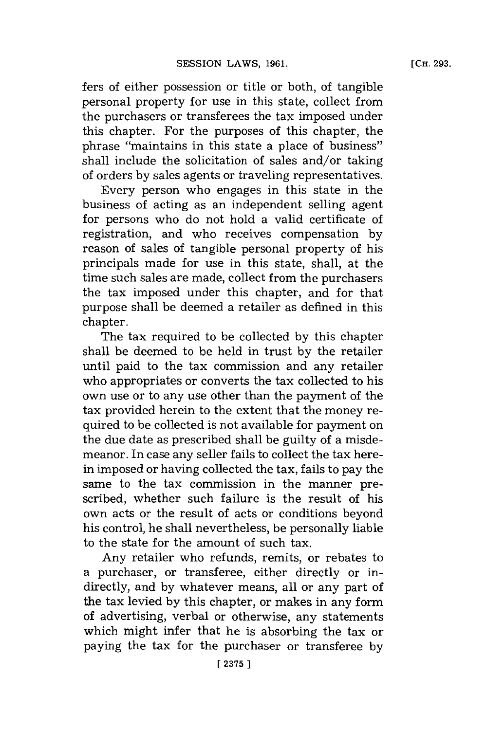fers of either possession or title or both, of tangible personal property for use in this state, collect from the purchasers or transferees the tax imposed under this chapter. For the purposes of this chapter, the phrase "maintains in this state a place of business" shall include the solicitation of sales and/or taking of orders by sales agents or traveling representatives.

Every person who engages in this state in the business of acting as an independent selling agent for persons who do not hold a valid certificate of registration, and who receives compensation by reason of sales of tangible personal property of his principals made for use in this state, shall, at the time such sales are made, collect from the purchasers the tax imposed under this chapter, and for that purpose shall be deemed a retailer as defined in this chapter.

The tax required to be collected by this chapter shall be deemed to be held in trust by the retailer until paid to the tax commission and any retailer who appropriates or converts the tax collected to his own use or to any use other than the payment of the tax provided herein to the extent that the money required to be collected is not available for payment on the due date as prescribed shall be guilty of a misdemeanor. In case any seller fails to collect the tax herein imposed or having collected the tax, fails to pay the same to the tax commission in the manner prescribed, whether such failure is the result of his own acts or the result of acts or conditions beyond his control, he shall nevertheless, be personally liable to the state for the amount of such tax.

Any retailer who refunds, remits, or rebates to a purchaser, or transferee, either directly or indirectly, and by whatever means, all or any part of the tax levied by this chapter, or makes in any form of advertising, verbal or otherwise, any statements which might infer that he is absorbing the tax or paying the tax for the purchaser or transferee by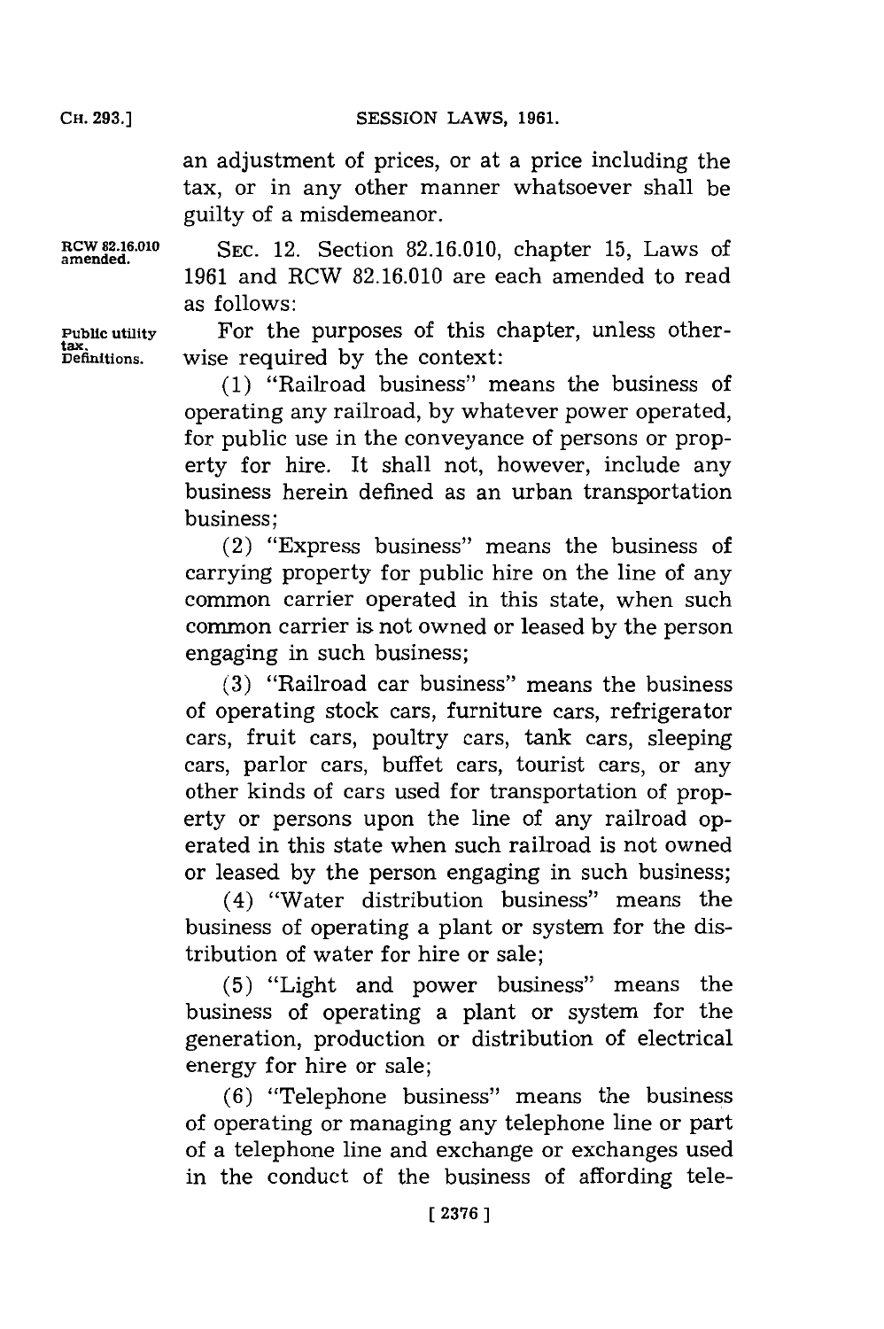an adjustment of prices, or at a price including the tax, or in any other manner whatsoever shall be guilty of a misdemeanor.

RCW 82.16.010 amended.

SEC. 12. Section 82.16.010, chapter 15, Laws of 1961 and RCW 82.16.010 are each amended to read as follows:

Public utility tax. Definitions.

For the purposes of this chapter, unless otherwise required by the context:

(1) "Railroad business" means the business of operating any railroad, by whatever power operated, for public use in the conveyance of persons or property for hire. It shall not, however, include any business herein defined as an urban transportation business;

(2) "Express business" means the business of carrying property for public hire on the line of any common carrier operated in this state, when such common carrier is not owned or leased by the person engaging in such business;

(3) "Railroad car business" means the business of operating stock cars, furniture cars, refrigerator cars, fruit cars, poultry cars, tank cars, sleeping cars, parlor cars, buffet cars, tourist cars, or any other kinds of cars used for transportation of property or persons upon the line of any railroad operated in this state when such railroad is not owned or leased by the person engaging in such business;

(4) "Water distribution business" means the business of operating a plant or system for the distribution of water for hire or sale;

(5) "Light and power business" means the business of operating a plant or system for the generation, production or distribution of electrical energy for hire or sale;

(6) "Telephone business" means the business of operating or managing any telephone line or part of a telephone line and exchange or exchanges used in the conduct of the business of affording tele-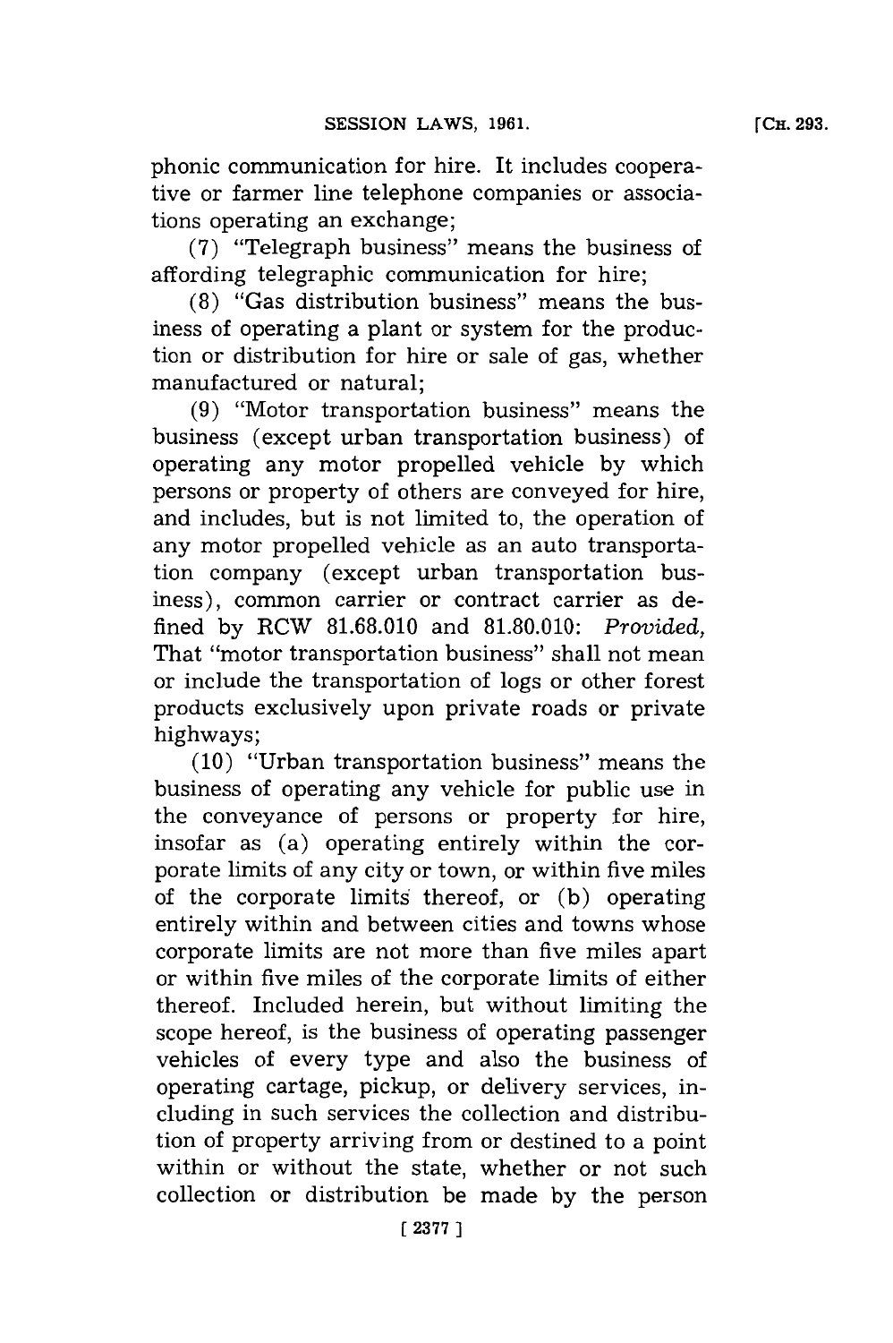phonic communication for hire. It includes cooperative or farmer line telephone companies or associations operating an exchange;

(7) "Telegraph business" means the business of affording telegraphic communication for hire;

(8) "Gas distribution business" means the business of operating a plant or system for the production or distribution for hire or sale of gas, whether manufactured or natural;

(9) "Motor transportation business" means the business (except urban transportation business) of operating any motor propelled vehicle by which persons or property of others are conveyed for hire, and includes, but is not limited to, the operation of any motor propelled vehicle as an auto transportation company (except urban transportation business), common carrier or contract carrier as defined by RCW 81.68.010 and 81.80.010: *Provided,* That "motor transportation business" shall not mean or include the transportation of logs or other forest products exclusively upon private roads or private highways;

(10) "Urban transportation business" means the business of operating any vehicle for public use in the conveyance of persons or property for hire, insofar as (a) operating entirely within the corporate limits of any city or town, or within five miles of the corporate limits thereof, or (b) operating entirely within and between cities and towns whose corporate limits are not more than five miles apart or within five miles of the corporate limits of either thereof. Included herein, but without limiting the scope hereof, is the business of operating passenger vehicles of every type and also the business of operating cartage, pickup, or delivery services, including in such services the collection and distribution of property arriving from or destined to a point within or without the state, whether or not such collection or distribution be made by the person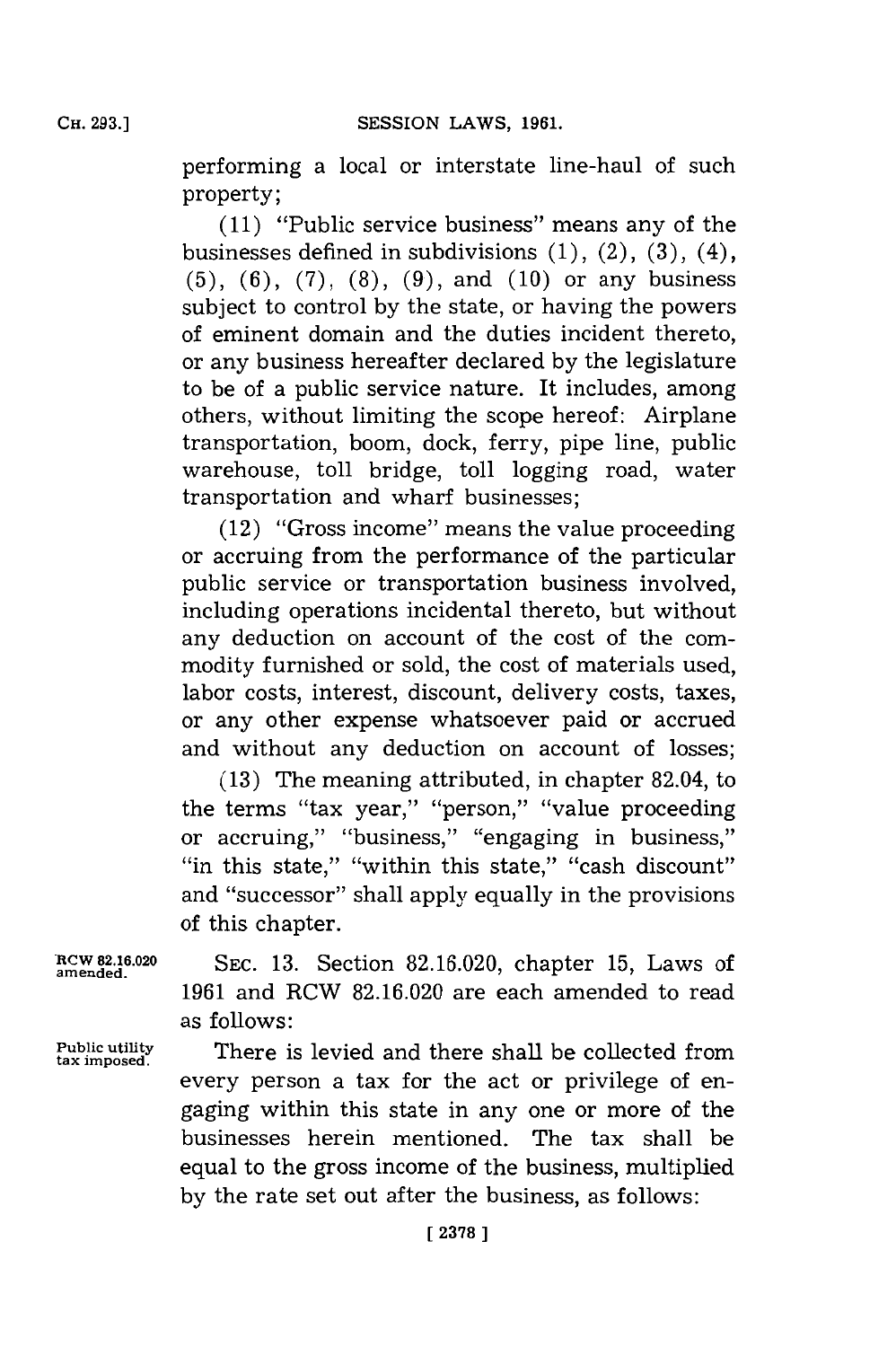performing a local or interstate line-haul of such property;

(11) "Public service business" means any of the businesses defined in subdivisions (1), (2), (3), (4), (5), (6), (7), (8), (9), and (10) or any business subject to control by the state, or having the powers of eminent domain and the duties incident thereto, or any business hereafter declared by the legislature to be of a public service nature. It includes, among others, without limiting the scope hereof: Airplane transportation, boom, dock, ferry, pipe line, public warehouse, toll bridge, toll logging road, water transportation and wharf businesses;

(12) "Gross income" means the value proceeding or accruing from the performance of the particular public service or transportation business involved, including operations incidental thereto, but without any deduction on account of the cost of the commodity furnished or sold, the cost of materials used, labor costs, interest, discount, delivery costs, taxes, or any other expense whatsoever paid or accrued and without any deduction on account of losses;

(13) The meaning attributed, in chapter 82.04, to the terms "tax year," "person," "value proceeding or accruing," "business," "engaging in business," "in this state," "within this state," "cash discount" and "successor" shall apply equally in the provisions of this chapter.

RCW 82.16.020 amended.

SEC. 13. Section 82.16.020, chapter 15, Laws of 1961 and RCW 82.16.020 are each amended to read as follows:

Public utility tax imposed.

There is levied and there shall be collected from every person a tax for the act or privilege of engaging within this state in any one or more of the businesses herein mentioned. The tax shall be equal to the gross income of the business, multiplied by the rate set out after the business, as follows: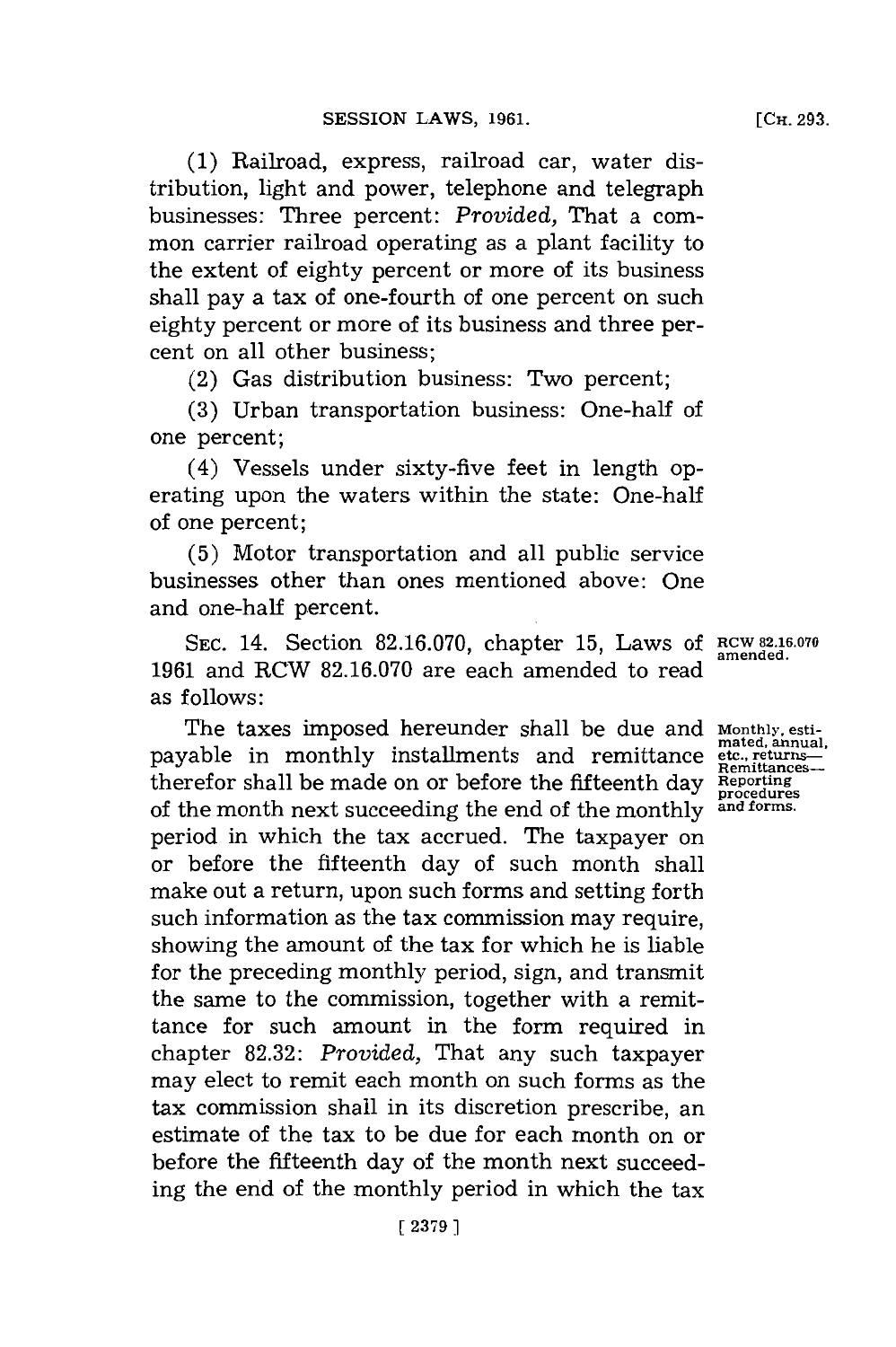(1) Railroad, express, railroad car, water distribution, light and power, telephone and telegraph businesses: Three percent: *Provided,* That a common carrier railroad operating as a plant facility to the extent of eighty percent or more of its business shall pay a tax of one-fourth of one percent on such eighty percent or more of its business and three percent on all other business;

(2) Gas distribution business: Two percent;

(3) Urban transportation business: One-half of one percent;

(4) Vessels under sixty-five feet in length operating upon the waters within the state: One-half of one percent;

(5) Motor transportation and all public service businesses other than ones mentioned above: One and one-half percent.

SEC. 14. Section 82.16.070, chapter 15, Laws of 1961 and RCW 82.16.070 are each amended to read as follows:

RCW 82.16.070 amended.

The taxes imposed hereunder shall be due and payable in monthly installments and remittance therefor shall be made on or before the fifteenth day of the month next succeeding the end of the monthly period in which the tax accrued. The taxpayer on or before the fifteenth day of such month shall make out a return, upon such forms and setting forth such information as the tax commission may require, showing the amount of the tax for which he is liable for the preceding monthly period, sign, and transmit the same to the commission, together with a remittance for such amount in the form required in chapter 82.32: *Provided,* That any such taxpayer may elect to remit each month on such forms as the tax commission shall in its discretion prescribe, an estimate of the tax to be due for each month on or before the fifteenth day of the month next succeeding the end of the monthly period in which the tax

Monthly, estimated, annual, etc., returns—Remittances—Reporting procedures and forms.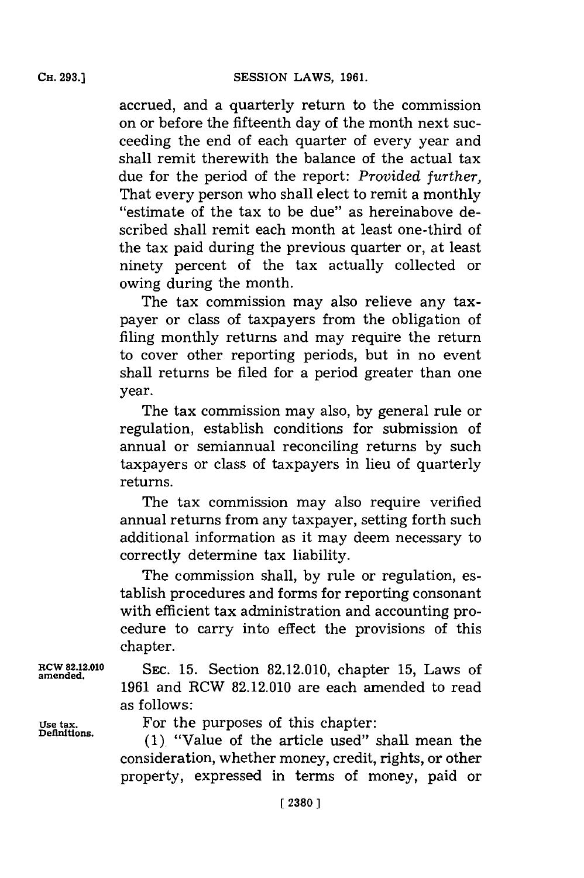accrued, and a quarterly return to the commission on or before the fifteenth day of the month next succeeding the end of each quarter of every year and shall remit therewith the balance of the actual tax due for the period of the report: *Provided further,* That every person who shall elect to remit a monthly "estimate of the tax to be due" as hereinabove described shall remit each month at least one-third of the tax paid during the previous quarter or, at least ninety percent of the tax actually collected or owing during the month.

The tax commission may also relieve any taxpayer or class of taxpayers from the obligation of filing monthly returns and may require the return to cover other reporting periods, but in no event shall returns be filed for a period greater than one year.

The tax commission may also, by general rule or regulation, establish conditions for submission of annual or semiannual reconciling returns by such taxpayers or class of taxpayers in lieu of quarterly returns.

The tax commission may also require verified annual returns from any taxpayer, setting forth such additional information as it may deem necessary to correctly determine tax liability.

The commission shall, by rule or regulation, establish procedures and forms for reporting consonant with efficient tax administration and accounting procedure to carry into effect the provisions of this chapter.

**RCW 82.12.010 amended.**

SEC. 15. Section 82.12.010, chapter 15, Laws of 1961 and RCW 82.12.010 are each amended to read as follows:

**Use tax. Definitions.**

For the purposes of this chapter:

(1) "Value of the article used" shall mean the consideration, whether money, credit, rights, or other property, expressed in terms of money, paid or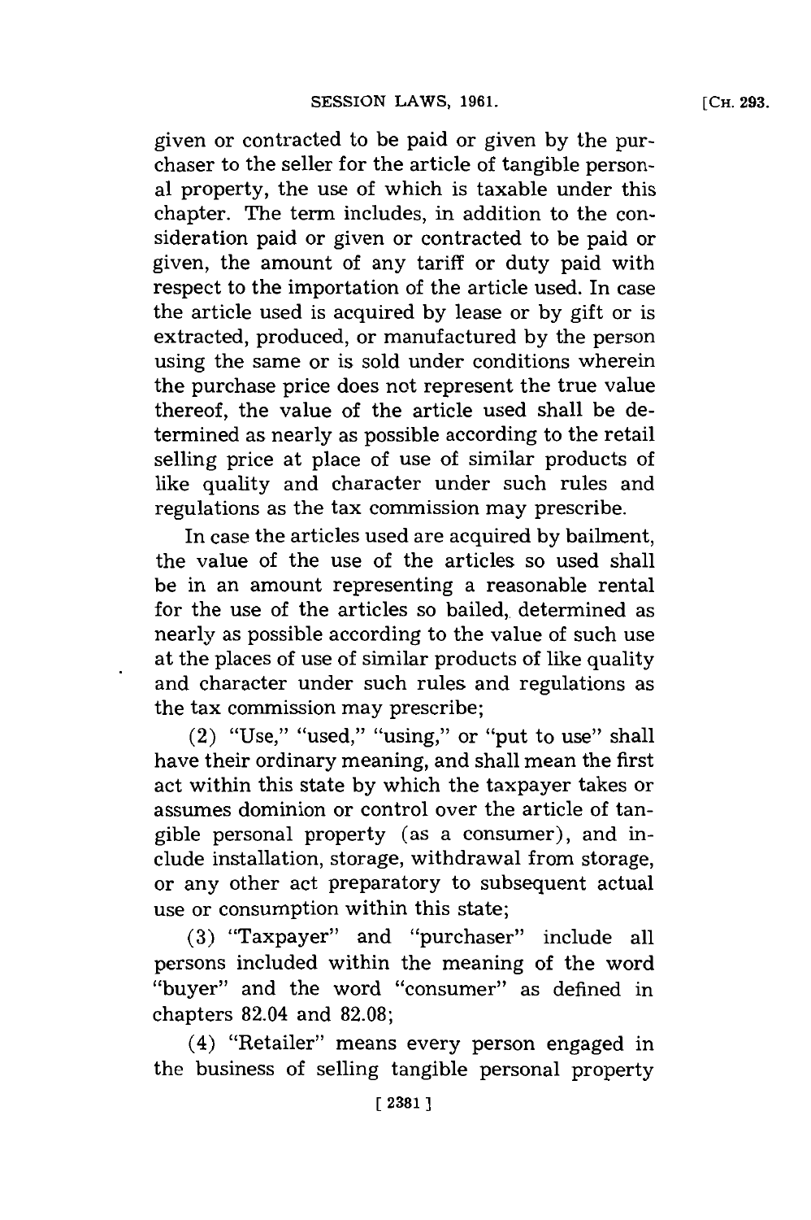given or contracted to be paid or given by the purchaser to the seller for the article of tangible personal property, the use of which is taxable under this chapter. The term includes, in addition to the consideration paid or given or contracted to be paid or given, the amount of any tariff or duty paid with respect to the importation of the article used. In case the article used is acquired by lease or by gift or is extracted, produced, or manufactured by the person using the same or is sold under conditions wherein the purchase price does not represent the true value thereof, the value of the article used shall be determined as nearly as possible according to the retail selling price at place of use of similar products of like quality and character under such rules and regulations as the tax commission may prescribe.

In case the articles used are acquired by bailment, the value of the use of the articles so used shall be in an amount representing a reasonable rental for the use of the articles so bailed, determined as nearly as possible according to the value of such use at the places of use of similar products of like quality and character under such rules and regulations as the tax commission may prescribe;

(2) "Use," "used," "using," or "put to use" shall have their ordinary meaning, and shall mean the first act within this state by which the taxpayer takes or assumes dominion or control over the article of tangible personal property (as a consumer), and include installation, storage, withdrawal from storage, or any other act preparatory to subsequent actual use or consumption within this state;

(3) "Taxpayer" and "purchaser" include all persons included within the meaning of the word "buyer" and the word "consumer" as defined in chapters 82.04 and 82.08;

(4) "Retailer" means every person engaged in the business of selling tangible personal property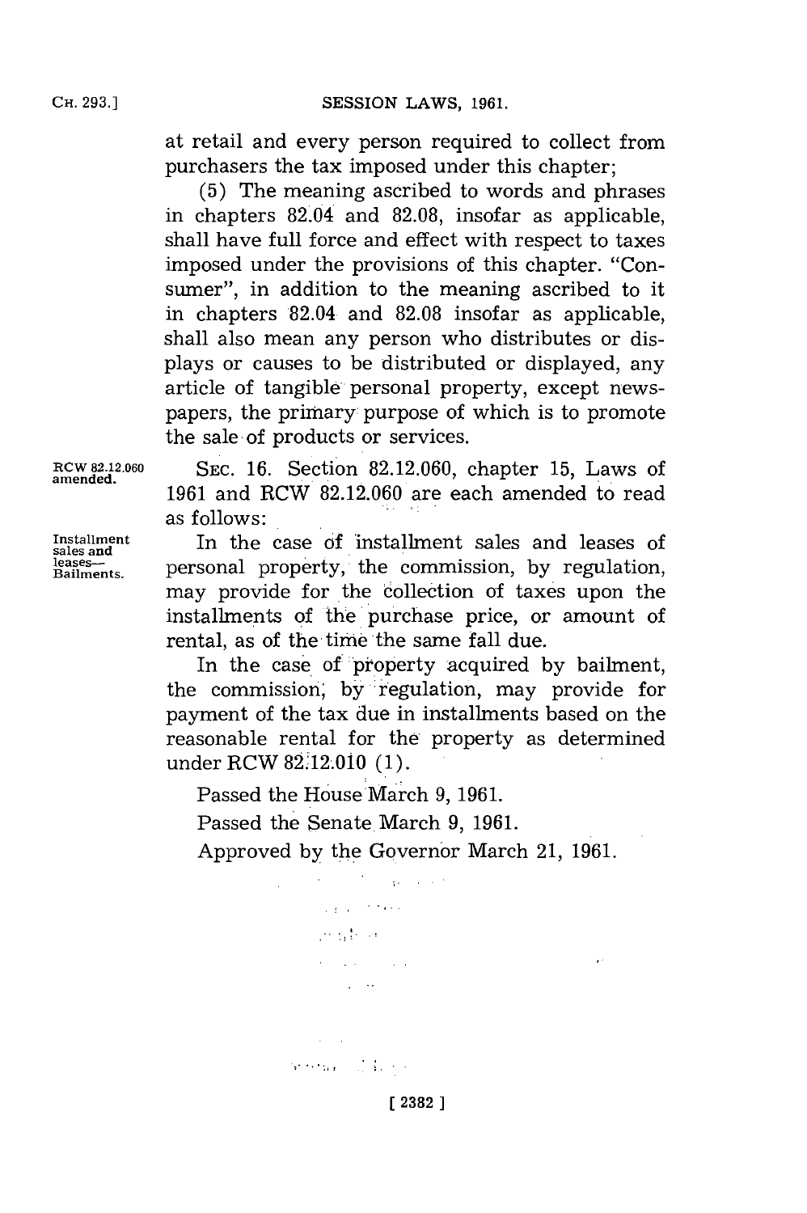at retail and every person required to collect from purchasers the tax imposed under this chapter;

(5) The meaning ascribed to words and phrases in chapters 82.04 and 82.08, insofar as applicable, shall have full force and effect with respect to taxes imposed under the provisions of this chapter. "Consumer", in addition to the meaning ascribed to it in chapters 82.04 and 82.08 insofar as applicable, shall also mean any person who distributes or displays or causes to be distributed or displayed, any article of tangible personal property, except newspapers, the primary purpose of which is to promote the sale of products or services.

RCW 82.12.060 amended.

SEC. 16. Section 82.12.060, chapter 15, Laws of 1961 and RCW 82.12.060 are each amended to read as follows:

Installment sales and leases—Bailments.

In the case of installment sales and leases of personal property, the commission, by regulation, may provide for the collection of taxes upon the installments of the purchase price, or amount of rental, as of the time the same fall due.

In the case of property acquired by bailment, the commission, by regulation, may provide for payment of the tax due in installments based on the reasonable rental for the property as determined under RCW 82.12.010 (1).

Passed the House March 9, 1961.

Passed the Senate March 9, 1961.

Approved by the Governor March 21, 1961.